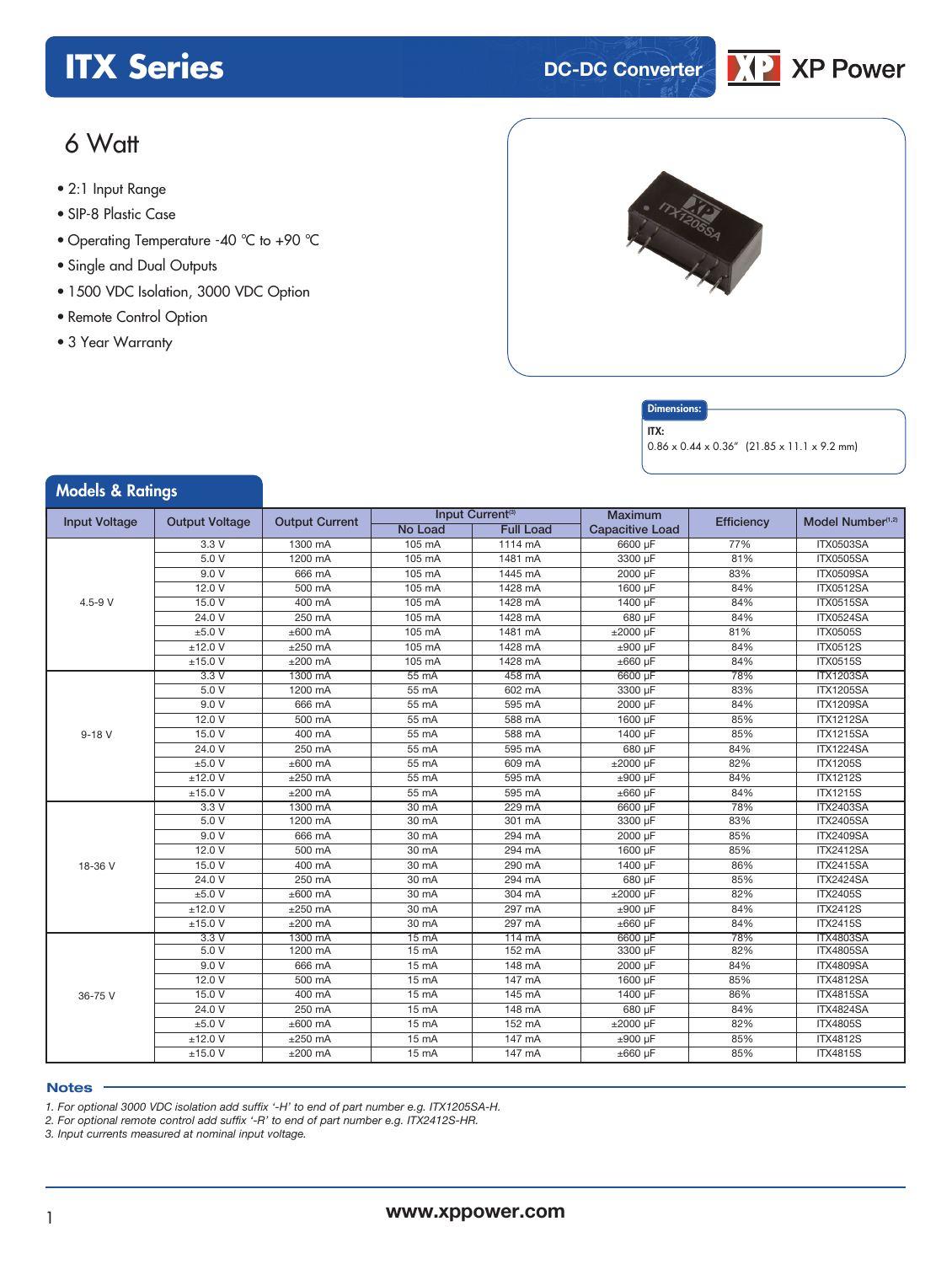# ITX Series

DC-DC Converter

XP Power

## 6 Watt

- 2:1 Input Range
- SIP-8 Plastic Case
- Operating Temperature -40 °C to +90 °C
- Single and Dual Outputs
- 1500 VDC Isolation, 3000 VDC Option
- Remote Control Option
- 3 Year Warranty

**Dimensions:**

**ITX:**
0.86 x 0.44 x 0.36" (21.85 x 11.1 x 9.2 mm)

## Models & Ratings

| Input Voltage | Output Voltage | Output Current | Input Current[3] | | Maximum Capacitive Load | Efficiency | Model Number[1,2] |
|---|---|---|---|---|---|---|---|
| | | | No Load | Full Load | | | |
| 4.5-9 V | 3.3 V | 1300 mA | 105 mA | 1114 mA | 6600 µF | 77% | ITX0503SA |
| | 5.0 V | 1200 mA | 105 mA | 1481 mA | 3300 µF | 81% | ITX0505SA |
| | 9.0 V | 666 mA | 105 mA | 1445 mA | 2000 µF | 83% | ITX0509SA |
| | 12.0 V | 500 mA | 105 mA | 1428 mA | 1600 µF | 84% | ITX0512SA |
| | 15.0 V | 400 mA | 105 mA | 1428 mA | 1400 µF | 84% | ITX0515SA |
| | 24.0 V | 250 mA | 105 mA | 1428 mA | 680 µF | 84% | ITX0524SA |
| | ±5.0 V | ±600 mA | 105 mA | 1481 mA | ±2000 µF | 81% | ITX0505S |
| | ±12.0 V | ±250 mA | 105 mA | 1428 mA | ±900 µF | 84% | ITX0512S |
| | ±15.0 V | ±200 mA | 105 mA | 1428 mA | ±660 µF | 84% | ITX0515S |
| 9-18 V | 3.3 V | 1300 mA | 55 mA | 458 mA | 6600 µF | 78% | ITX1203SA |
| | 5.0 V | 1200 mA | 55 mA | 602 mA | 3300 µF | 83% | ITX1205SA |
| | 9.0 V | 666 mA | 55 mA | 595 mA | 2000 µF | 84% | ITX1209SA |
| | 12.0 V | 500 mA | 55 mA | 588 mA | 1600 µF | 85% | ITX1212SA |
| | 15.0 V | 400 mA | 55 mA | 588 mA | 1400 µF | 85% | ITX1215SA |
| | 24.0 V | 250 mA | 55 mA | 595 mA | 680 µF | 84% | ITX1224SA |
| | ±5.0 V | ±600 mA | 55 mA | 609 mA | ±2000 µF | 82% | ITX1205S |
| | ±12.0 V | ±250 mA | 55 mA | 595 mA | ±900 µF | 84% | ITX1212S |
| | ±15.0 V | ±200 mA | 55 mA | 595 mA | ±660 µF | 84% | ITX1215S |
| 18-36 V | 3.3 V | 1300 mA | 30 mA | 229 mA | 6600 µF | 78% | ITX2403SA |
| | 5.0 V | 1200 mA | 30 mA | 301 mA | 3300 µF | 83% | ITX2405SA |
| | 9.0 V | 666 mA | 30 mA | 294 mA | 2000 µF | 85% | ITX2409SA |
| | 12.0 V | 500 mA | 30 mA | 294 mA | 1600 µF | 85% | ITX2412SA |
| | 15.0 V | 400 mA | 30 mA | 290 mA | 1400 µF | 86% | ITX2415SA |
| | 24.0 V | 250 mA | 30 mA | 294 mA | 680 µF | 85% | ITX2424SA |
| | ±5.0 V | ±600 mA | 30 mA | 304 mA | ±2000 µF | 82% | ITX2405S |
| | ±12.0 V | ±250 mA | 30 mA | 297 mA | ±900 µF | 84% | ITX2412S |
| | ±15.0 V | ±200 mA | 30 mA | 297 mA | ±660 µF | 84% | ITX2415S |
| 36-75 V | 3.3 V | 1300 mA | 15 mA | 114 mA | 6600 µF | 78% | ITX4803SA |
| | 5.0 V | 1200 mA | 15 mA | 152 mA | 3300 µF | 82% | ITX4805SA |
| | 9.0 V | 666 mA | 15 mA | 148 mA | 2000 µF | 84% | ITX4809SA |
| | 12.0 V | 500 mA | 15 mA | 147 mA | 1600 µF | 85% | ITX4812SA |
| | 15.0 V | 400 mA | 15 mA | 145 mA | 1400 µF | 86% | ITX4815SA |
| | 24.0 V | 250 mA | 15 mA | 148 mA | 680 µF | 84% | ITX4824SA |
| | ±5.0 V | ±600 mA | 15 mA | 152 mA | ±2000 µF | 82% | ITX4805S |
| | ±12.0 V | ±250 mA | 15 mA | 147 mA | ±900 µF | 85% | ITX4812S |
| | ±15.0 V | ±200 mA | 15 mA | 147 mA | ±660 µF | 85% | ITX4815S |

### Notes

*1. For optional 3000 VDC isolation add suffix '-H' to end of part number e.g. ITX1205SA-H.*
*2. For optional remote control add suffix '-R' to end of part number e.g. ITX2412S-HR.*
*3. Input currents measured at nominal input voltage.*

**www.xppower.com**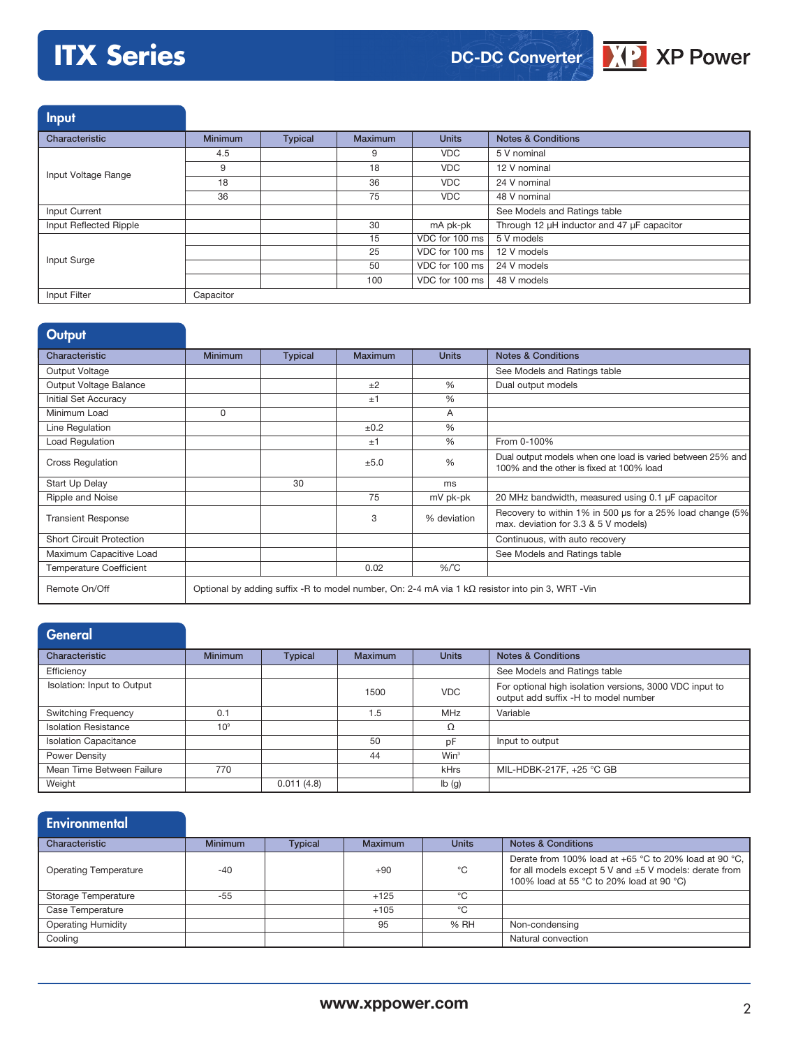## Input

| Characteristic | Minimum | Typical | Maximum | Units | Notes & Conditions |
|---|---|---|---|---|---|
| Input Voltage Range | 4.5 | | 9 | VDC | 5 V nominal |
| | 9 | | 18 | VDC | 12 V nominal |
| | 18 | | 36 | VDC | 24 V nominal |
| | 36 | | 75 | VDC | 48 V nominal |
| Input Current | | | | | See Models and Ratings table |
| Input Reflected Ripple | | | 30 | mA pk-pk | Through 12 µH inductor and 47 µF capacitor |
| Input Surge | | | 15 | VDC for 100 ms | 5 V models |
| | | | 25 | VDC for 100 ms | 12 V models |
| | | | 50 | VDC for 100 ms | 24 V models |
| | | | 100 | VDC for 100 ms | 48 V models |
| Input Filter | Capacitor | | | | |

## Output

| Characteristic | Minimum | Typical | Maximum | Units | Notes & Conditions |
|---|---|---|---|---|---|
| Output Voltage | | | | | See Models and Ratings table |
| Output Voltage Balance | | | ±2 | % | Dual output models |
| Initial Set Accuracy | | | ±1 | % | |
| Minimum Load | 0 | | | A | |
| Line Regulation | | | ±0.2 | % | |
| Load Regulation | | | ±1 | % | From 0-100% |
| Cross Regulation | | | ±5.0 | % | Dual output models when one load is varied between 25% and 100% and the other is fixed at 100% load |
| Start Up Delay | | 30 | | ms | |
| Ripple and Noise | | | 75 | mV pk-pk | 20 MHz bandwidth, measured using 0.1 µF capacitor |
| Transient Response | | | 3 | % deviation | Recovery to within 1% in 500 µs for a 25% load change (5% max. deviation for 3.3 & 5 V models) |
| Short Circuit Protection | | | | | Continuous, with auto recovery |
| Maximum Capacitive Load | | | | | See Models and Ratings table |
| Temperature Coefficient | | | 0.02 | %/°C | |
| Remote On/Off | Optional by adding suffix -R to model number, On: 2-4 mA via 1 kΩ resistor into pin 3, WRT -Vin | | | | |

## General

| Characteristic | Minimum | Typical | Maximum | Units | Notes & Conditions |
|---|---|---|---|---|---|
| Efficiency | | | | | See Models and Ratings table |
| Isolation: Input to Output | | | 1500 | VDC | For optional high isolation versions, 3000 VDC input to output add suffix -H to model number |
| Switching Frequency | 0.1 | | 1.5 | MHz | Variable |
| Isolation Resistance | $10^9$ | | | Ω | |
| Isolation Capacitance | | | 50 | pF | Input to output |
| Power Density | | | 44 | $Win^3$ | |
| Mean Time Between Failure | 770 | | | kHrs | MIL-HDBK-217F, +25 °C GB |
| Weight | | 0.011 (4.8) | | lb (g) | |

## Environmental

| Characteristic | Minimum | Typical | Maximum | Units | Notes & Conditions |
|---|---|---|---|---|---|
| Operating Temperature | -40 | | +90 | °C | Derate from 100% load at +65 °C to 20% load at 90 °C, for all models except 5 V and ±5 V models: derate from 100% load at 55 °C to 20% load at 90 °C) |
| Storage Temperature | -55 | | +125 | °C | |
| Case Temperature | | | +105 | °C | |
| Operating Humidity | | | 95 | % RH | Non-condensing |
| Cooling | | | | | Natural convection |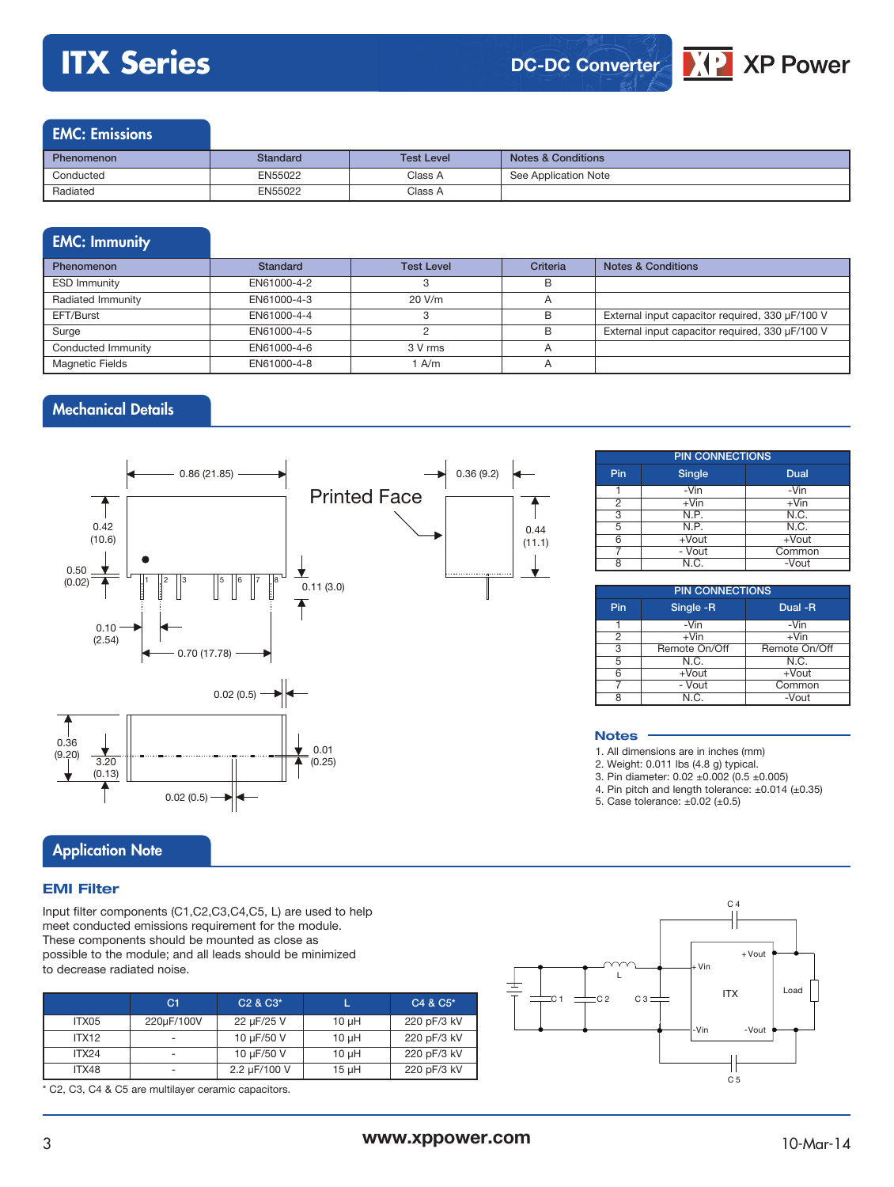## EMC: Emissions

| Phenomenon | Standard | Test Level | Notes & Conditions |
|---|---|---|---|
| Conducted | EN55022 | Class A | See Application Note |
| Radiated | EN55022 | Class A | |

## EMC: Immunity

| Phenomenon | Standard | Test Level | Criteria | Notes & Conditions |
|---|---|---|---|---|
| ESD Immunity | EN61000-4-2 | 3 | B | |
| Radiated Immunity | EN61000-4-3 | 20 V/m | A | |
| EFT/Burst | EN61000-4-4 | 3 | B | External input capacitor required, 330 µF/100 V |
| Surge | EN61000-4-5 | 2 | B | External input capacitor required, 330 µF/100 V |
| Conducted Immunity | EN61000-4-6 | 3 V rms | A | |
| Magnetic Fields | EN61000-4-8 | 1 A/m | A | |

## Mechanical Details

0.86 (21.85)
0.36 (9.2)
Printed Face
0.42 (10.6)
0.44 (11.1)
0.50 (0.02)
0.11 (3.0)
0.10 (2.54)
0.70 (17.78)
0.02 (0.5)
0.36 (9.20)
3.20 (0.13)
0.01 (0.25)
0.02 (0.5)

**PIN CONNECTIONS**

| Pin | Single | Dual |
|---|---|---|
| 1 | -Vin | -Vin |
| 2 | +Vin | +Vin |
| 3 | N.P. | N.C. |
| 5 | N.P. | N.C. |
| 6 | +Vout | +Vout |
| 7 | - Vout | Common |
| 8 | N.C. | -Vout |

**PIN CONNECTIONS**

| Pin | Single -R | Dual -R |
|---|---|---|
| 1 | -Vin | -Vin |
| 2 | +Vin | +Vin |
| 3 | Remote On/Off | Remote On/Off |
| 5 | N.C. | N.C. |
| 6 | +Vout | +Vout |
| 7 | - Vout | Common |
| 8 | N.C. | -Vout |

### Notes

1. All dimensions are in inches (mm)
2. Weight: 0.011 lbs (4.8 g) typical.
3. Pin diameter: 0.02 ±0.002 (0.5 ±0.005)
4. Pin pitch and length tolerance: ±0.014 (±0.35)
5. Case tolerance: ±0.02 (±0.5)

## Application Note

### EMI Filter

Input filter components (C1,C2,C3,C4,C5, L) are used to help meet conducted emissions requirement for the module. These components should be mounted as close as possible to the module; and all leads should be minimized to decrease radiated noise.

| | C1 | C2 & C3* | L | C4 & C5* |
|---|---|---|---|---|
| ITX05 | 220µF/100V | 22 µF/25 V | 10 µH | 220 pF/3 kV |
| ITX12 | - | 10 µF/50 V | 10 µH | 220 pF/3 kV |
| ITX24 | - | 10 µF/50 V | 10 µH | 220 pF/3 kV |
| ITX48 | - | 2.2 µF/100 V | 15 µH | 220 pF/3 kV |

\* C2, C3, C4 & C5 are multilayer ceramic capacitors.

C4
L
+Vin
+Vout
C1
C2
C3
ITX
Load
-Vin
-Vout
C5